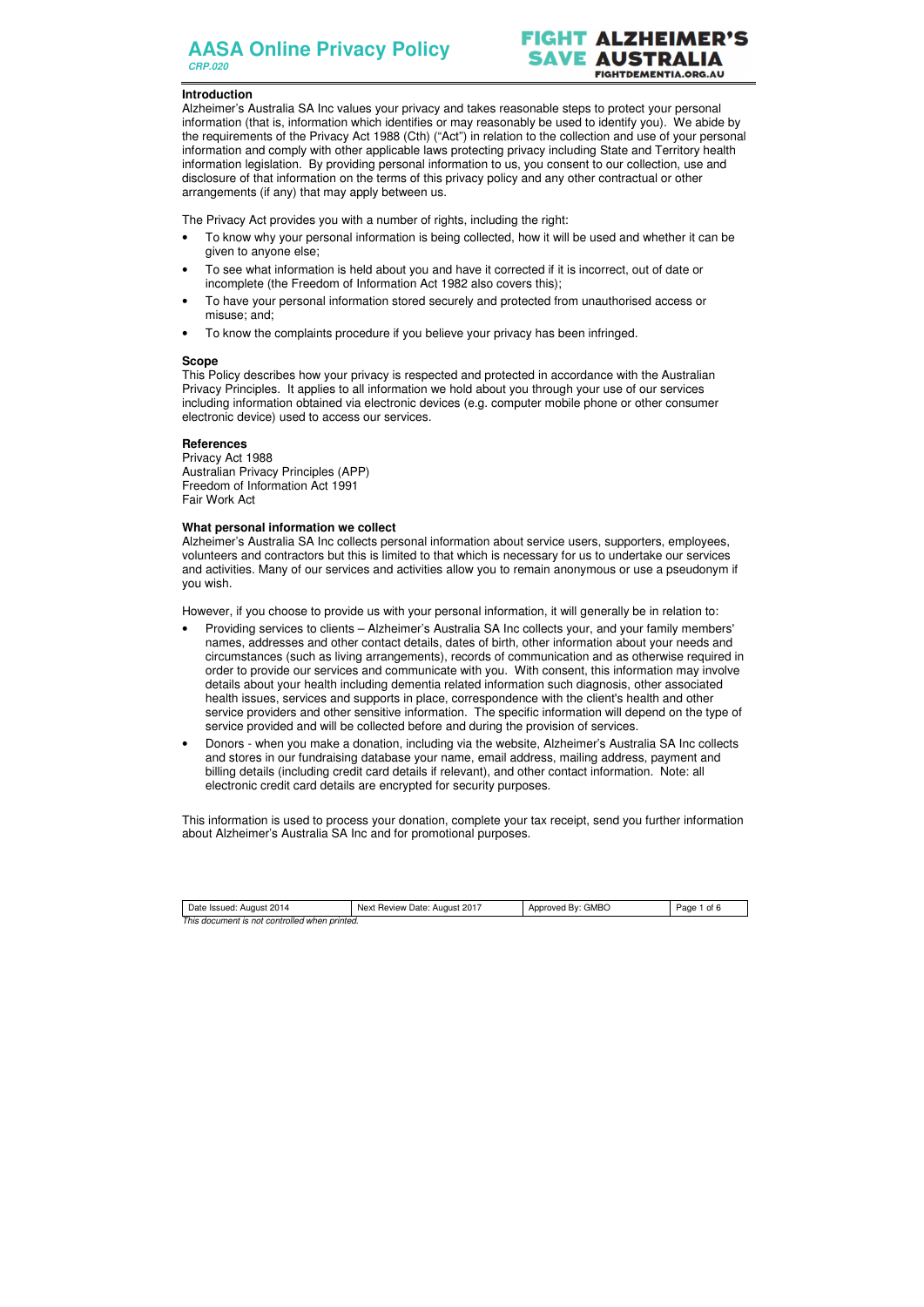# AASA Online Privacy Policy

***CRP.020***

## Introduction

Alzheimer's Australia SA Inc values your privacy and takes reasonable steps to protect your personal information (that is, information which identifies or may reasonably be used to identify you). We abide by the requirements of the Privacy Act 1988 (Cth) ("Act") in relation to the collection and use of your personal information and comply with other applicable laws protecting privacy including State and Territory health information legislation. By providing personal information to us, you consent to our collection, use and disclosure of that information on the terms of this privacy policy and any other contractual or other arrangements (if any) that may apply between us.

The Privacy Act provides you with a number of rights, including the right:

- To know why your personal information is being collected, how it will be used and whether it can be given to anyone else;
- To see what information is held about you and have it corrected if it is incorrect, out of date or incomplete (the Freedom of Information Act 1982 also covers this);
- To have your personal information stored securely and protected from unauthorised access or misuse; and;
- To know the complaints procedure if you believe your privacy has been infringed.

## Scope

This Policy describes how your privacy is respected and protected in accordance with the Australian Privacy Principles. It applies to all information we hold about you through your use of our services including information obtained via electronic devices (e.g. computer mobile phone or other consumer electronic device) used to access our services.

## References

Privacy Act 1988
Australian Privacy Principles (APP)
Freedom of Information Act 1991
Fair Work Act

## What personal information we collect

Alzheimer's Australia SA Inc collects personal information about service users, supporters, employees, volunteers and contractors but this is limited to that which is necessary for us to undertake our services and activities. Many of our services and activities allow you to remain anonymous or use a pseudonym if you wish.

However, if you choose to provide us with your personal information, it will generally be in relation to:

- Providing services to clients – Alzheimer's Australia SA Inc collects your, and your family members' names, addresses and other contact details, dates of birth, other information about your needs and circumstances (such as living arrangements), records of communication and as otherwise required in order to provide our services and communicate with you. With consent, this information may involve details about your health including dementia related information such diagnosis, other associated health issues, services and supports in place, correspondence with the client's health and other service providers and other sensitive information. The specific information will depend on the type of service provided and will be collected before and during the provision of services.
- Donors - when you make a donation, including via the website, Alzheimer's Australia SA Inc collects and stores in our fundraising database your name, email address, mailing address, payment and billing details (including credit card details if relevant), and other contact information. Note: all electronic credit card details are encrypted for security purposes.

This information is used to process your donation, complete your tax receipt, send you further information about Alzheimer's Australia SA Inc and for promotional purposes.

| Date Issued: August 2014 | Next Review Date: August 2017 | Approved By: GMBO |
|---|---|---|

*This document is not controlled when printed.*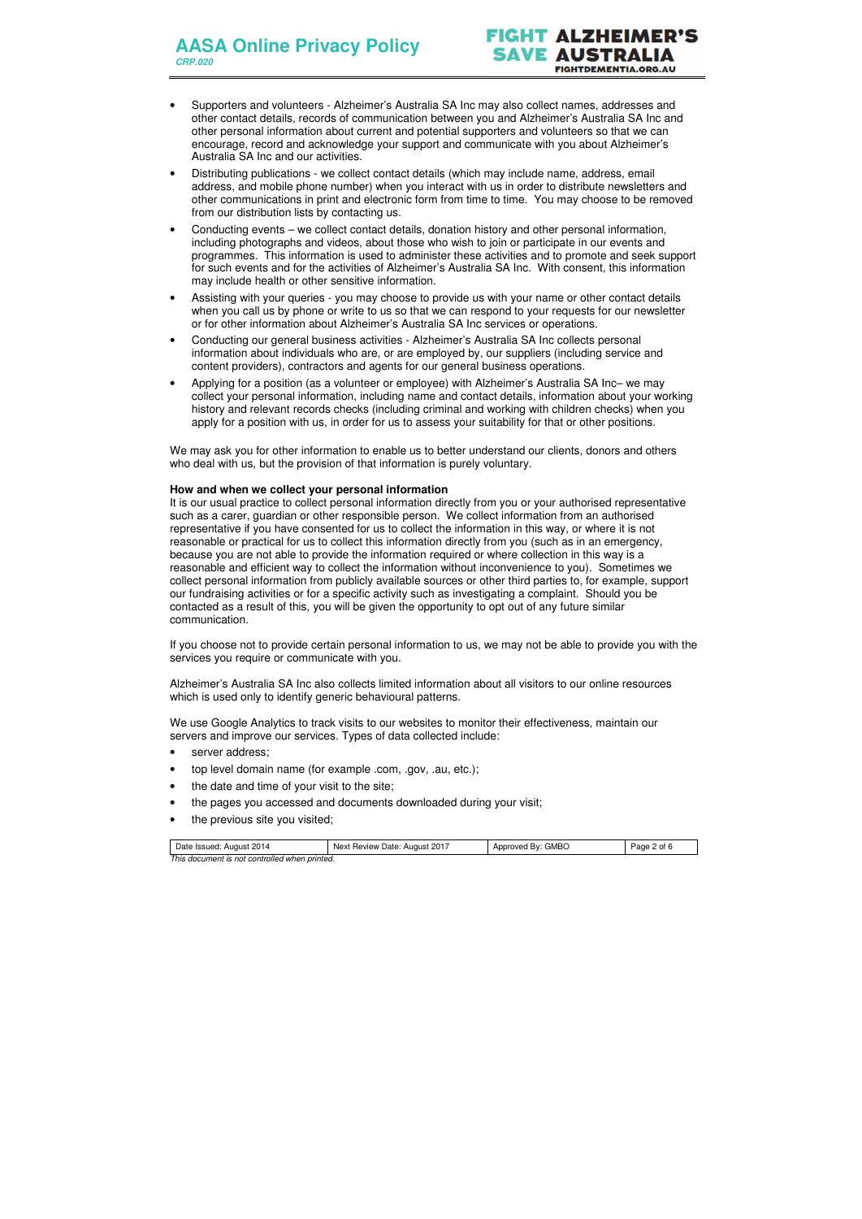- Supporters and volunteers - Alzheimer's Australia SA Inc may also collect names, addresses and other contact details, records of communication between you and Alzheimer's Australia SA Inc and other personal information about current and potential supporters and volunteers so that we can encourage, record and acknowledge your support and communicate with you about Alzheimer's Australia SA Inc and our activities.
- Distributing publications - we collect contact details (which may include name, address, email address, and mobile phone number) when you interact with us in order to distribute newsletters and other communications in print and electronic form from time to time. You may choose to be removed from our distribution lists by contacting us.
- Conducting events – we collect contact details, donation history and other personal information, including photographs and videos, about those who wish to join or participate in our events and programmes. This information is used to administer these activities and to promote and seek support for such events and for the activities of Alzheimer's Australia SA Inc. With consent, this information may include health or other sensitive information.
- Assisting with your queries - you may choose to provide us with your name or other contact details when you call us by phone or write to us so that we can respond to your requests for our newsletter or for other information about Alzheimer's Australia SA Inc services or operations.
- Conducting our general business activities - Alzheimer's Australia SA Inc collects personal information about individuals who are, or are employed by, our suppliers (including service and content providers), contractors and agents for our general business operations.
- Applying for a position (as a volunteer or employee) with Alzheimer's Australia SA Inc– we may collect your personal information, including name and contact details, information about your working history and relevant records checks (including criminal and working with children checks) when you apply for a position with us, in order for us to assess your suitability for that or other positions.

We may ask you for other information to enable us to better understand our clients, donors and others who deal with us, but the provision of that information is purely voluntary.

**How and when we collect your personal information**

It is our usual practice to collect personal information directly from you or your authorised representative such as a carer, guardian or other responsible person. We collect information from an authorised representative if you have consented for us to collect the information in this way, or where it is not reasonable or practical for us to collect this information directly from you (such as in an emergency, because you are not able to provide the information required or where collection in this way is a reasonable and efficient way to collect the information without inconvenience to you). Sometimes we collect personal information from publicly available sources or other third parties to, for example, support our fundraising activities or for a specific activity such as investigating a complaint. Should you be contacted as a result of this, you will be given the opportunity to opt out of any future similar communication.

If you choose not to provide certain personal information to us, we may not be able to provide you with the services you require or communicate with you.

Alzheimer's Australia SA Inc also collects limited information about all visitors to our online resources which is used only to identify generic behavioural patterns.

We use Google Analytics to track visits to our websites to monitor their effectiveness, maintain our servers and improve our services. Types of data collected include:

- server address;
- top level domain name (for example .com, .gov, .au, etc.);
- the date and time of your visit to the site;
- the pages you accessed and documents downloaded during your visit;
- the previous site you visited;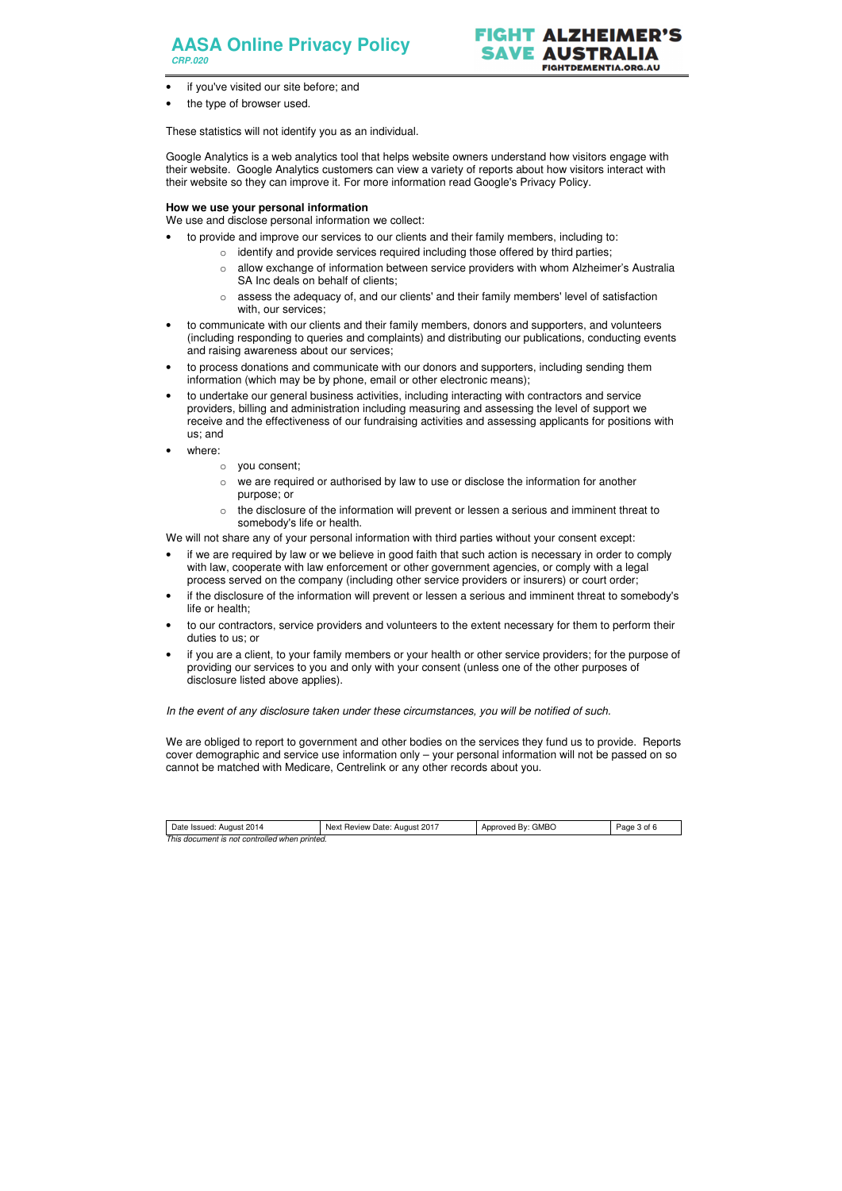- if you've visited our site before; and
- the type of browser used.

These statistics will not identify you as an individual.

Google Analytics is a web analytics tool that helps website owners understand how visitors engage with their website. Google Analytics customers can view a variety of reports about how visitors interact with their website so they can improve it. For more information read Google's Privacy Policy.

**How we use your personal information**

We use and disclose personal information we collect:

- to provide and improve our services to our clients and their family members, including to:
  - identify and provide services required including those offered by third parties;
  - allow exchange of information between service providers with whom Alzheimer's Australia SA Inc deals on behalf of clients;
  - assess the adequacy of, and our clients' and their family members' level of satisfaction with, our services;
- to communicate with our clients and their family members, donors and supporters, and volunteers (including responding to queries and complaints) and distributing our publications, conducting events and raising awareness about our services;
- to process donations and communicate with our donors and supporters, including sending them information (which may be by phone, email or other electronic means);
- to undertake our general business activities, including interacting with contractors and service providers, billing and administration including measuring and assessing the level of support we receive and the effectiveness of our fundraising activities and assessing applicants for positions with us; and
- where:
  - you consent;
  - we are required or authorised by law to use or disclose the information for another purpose; or
  - the disclosure of the information will prevent or lessen a serious and imminent threat to somebody's life or health.

We will not share any of your personal information with third parties without your consent except:

- if we are required by law or we believe in good faith that such action is necessary in order to comply with law, cooperate with law enforcement or other government agencies, or comply with a legal process served on the company (including other service providers or insurers) or court order;
- if the disclosure of the information will prevent or lessen a serious and imminent threat to somebody's life or health;
- to our contractors, service providers and volunteers to the extent necessary for them to perform their duties to us; or
- if you are a client, to your family members or your health or other service providers; for the purpose of providing our services to you and only with your consent (unless one of the other purposes of disclosure listed above applies).

*In the event of any disclosure taken under these circumstances, you will be notified of such.*

We are obliged to report to government and other bodies on the services they fund us to provide. Reports cover demographic and service use information only – your personal information will not be passed on so cannot be matched with Medicare, Centrelink or any other records about you.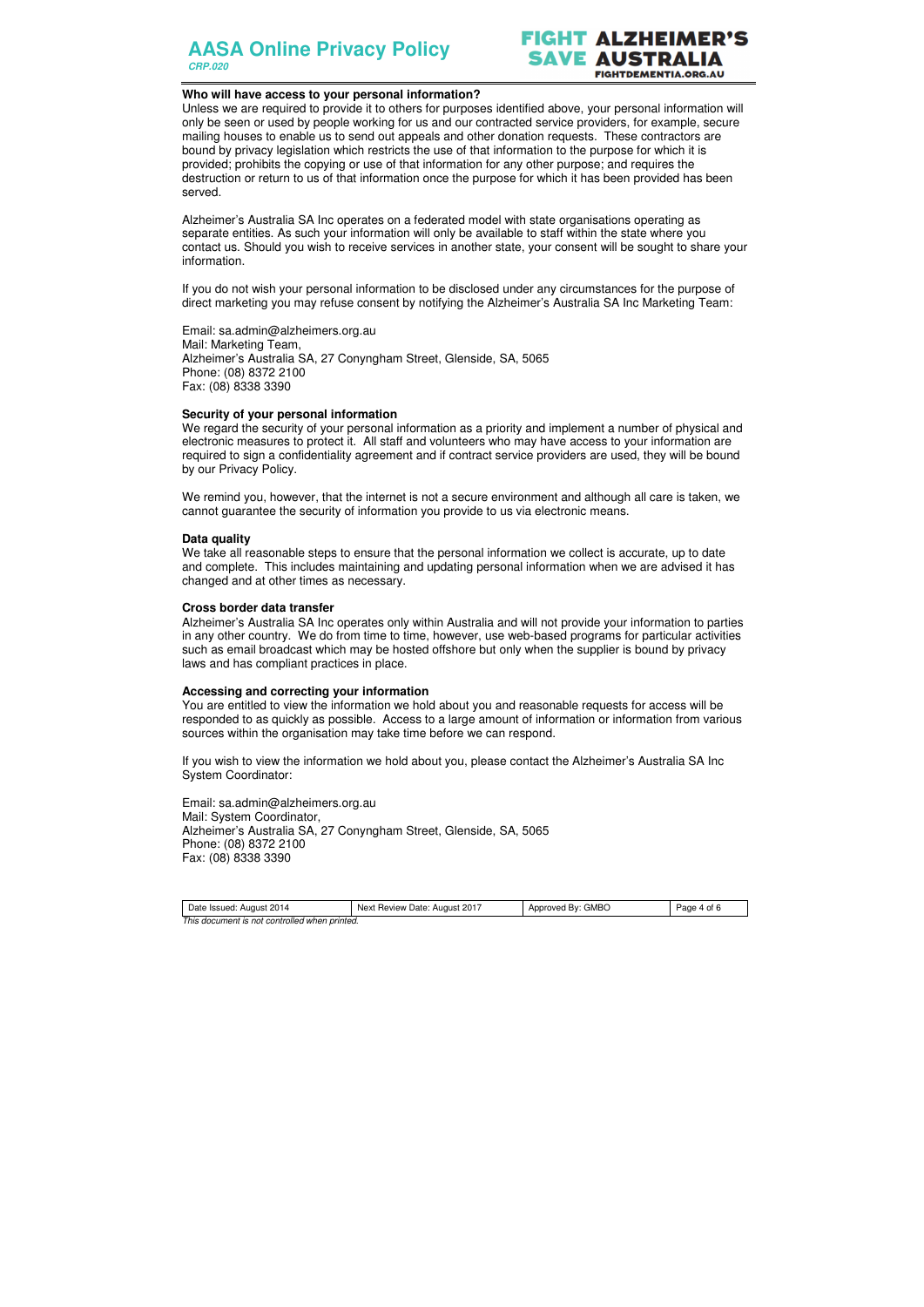### Who will have access to your personal information?

Unless we are required to provide it to others for purposes identified above, your personal information will only be seen or used by people working for us and our contracted service providers, for example, secure mailing houses to enable us to send out appeals and other donation requests. These contractors are bound by privacy legislation which restricts the use of that information to the purpose for which it is provided; prohibits the copying or use of that information for any other purpose; and requires the destruction or return to us of that information once the purpose for which it has been provided has been served.

Alzheimer's Australia SA Inc operates on a federated model with state organisations operating as separate entities. As such your information will only be available to staff within the state where you contact us. Should you wish to receive services in another state, your consent will be sought to share your information.

If you do not wish your personal information to be disclosed under any circumstances for the purpose of direct marketing you may refuse consent by notifying the Alzheimer's Australia SA Inc Marketing Team:

Email: sa.admin@alzheimers.org.au
Mail: Marketing Team,
Alzheimer's Australia SA, 27 Conyngham Street, Glenside, SA, 5065
Phone: (08) 8372 2100
Fax: (08) 8338 3390

### Security of your personal information

We regard the security of your personal information as a priority and implement a number of physical and electronic measures to protect it. All staff and volunteers who may have access to your information are required to sign a confidentiality agreement and if contract service providers are used, they will be bound by our Privacy Policy.

We remind you, however, that the internet is not a secure environment and although all care is taken, we cannot guarantee the security of information you provide to us via electronic means.

### Data quality

We take all reasonable steps to ensure that the personal information we collect is accurate, up to date and complete. This includes maintaining and updating personal information when we are advised it has changed and at other times as necessary.

### Cross border data transfer

Alzheimer's Australia SA Inc operates only within Australia and will not provide your information to parties in any other country. We do from time to time, however, use web-based programs for particular activities such as email broadcast which may be hosted offshore but only when the supplier is bound by privacy laws and has compliant practices in place.

### Accessing and correcting your information

You are entitled to view the information we hold about you and reasonable requests for access will be responded to as quickly as possible. Access to a large amount of information or information from various sources within the organisation may take time before we can respond.

If you wish to view the information we hold about you, please contact the Alzheimer's Australia SA Inc System Coordinator:

Email: sa.admin@alzheimers.org.au
Mail: System Coordinator,
Alzheimer's Australia SA, 27 Conyngham Street, Glenside, SA, 5065
Phone: (08) 8372 2100
Fax: (08) 8338 3390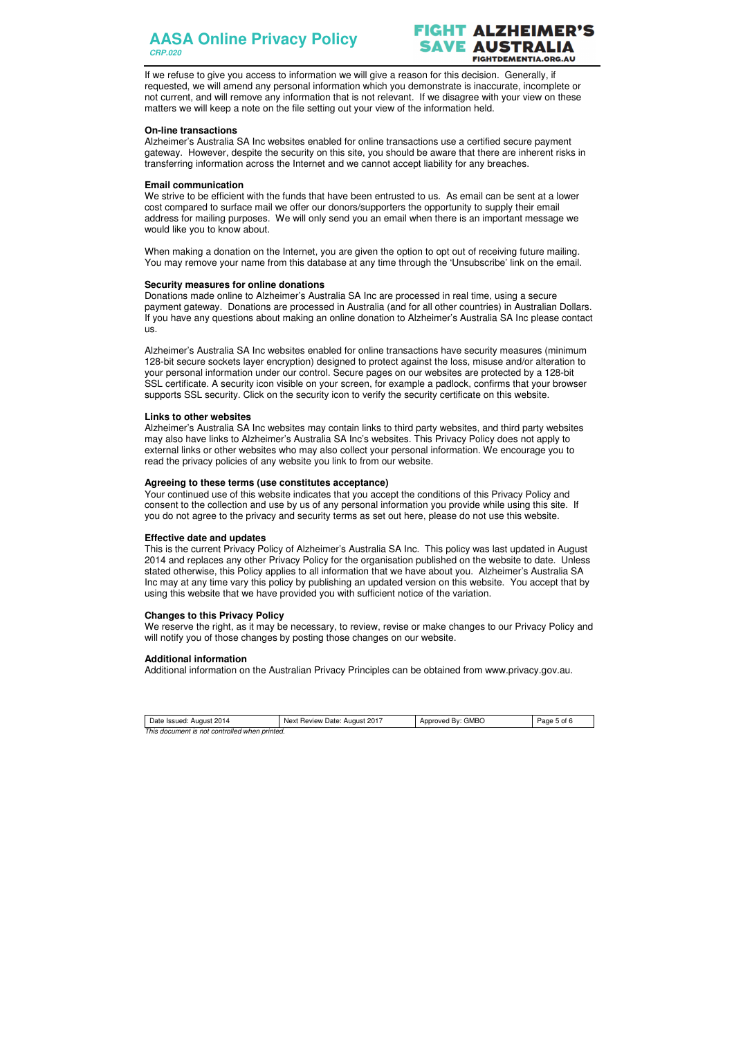If we refuse to give you access to information we will give a reason for this decision. Generally, if requested, we will amend any personal information which you demonstrate is inaccurate, incomplete or not current, and will remove any information that is not relevant. If we disagree with your view on these matters we will keep a note on the file setting out your view of the information held.

**On-line transactions**

Alzheimer's Australia SA Inc websites enabled for online transactions use a certified secure payment gateway. However, despite the security on this site, you should be aware that there are inherent risks in transferring information across the Internet and we cannot accept liability for any breaches.

**Email communication**

We strive to be efficient with the funds that have been entrusted to us. As email can be sent at a lower cost compared to surface mail we offer our donors/supporters the opportunity to supply their email address for mailing purposes. We will only send you an email when there is an important message we would like you to know about.

When making a donation on the Internet, you are given the option to opt out of receiving future mailing. You may remove your name from this database at any time through the 'Unsubscribe' link on the email.

**Security measures for online donations**

Donations made online to Alzheimer's Australia SA Inc are processed in real time, using a secure payment gateway. Donations are processed in Australia (and for all other countries) in Australian Dollars. If you have any questions about making an online donation to Alzheimer's Australia SA Inc please contact us.

Alzheimer's Australia SA Inc websites enabled for online transactions have security measures (minimum 128-bit secure sockets layer encryption) designed to protect against the loss, misuse and/or alteration to your personal information under our control. Secure pages on our websites are protected by a 128-bit SSL certificate. A security icon visible on your screen, for example a padlock, confirms that your browser supports SSL security. Click on the security icon to verify the security certificate on this website.

**Links to other websites**

Alzheimer's Australia SA Inc websites may contain links to third party websites, and third party websites may also have links to Alzheimer's Australia SA Inc's websites. This Privacy Policy does not apply to external links or other websites who may also collect your personal information. We encourage you to read the privacy policies of any website you link to from our website.

**Agreeing to these terms (use constitutes acceptance)**

Your continued use of this website indicates that you accept the conditions of this Privacy Policy and consent to the collection and use by us of any personal information you provide while using this site. If you do not agree to the privacy and security terms as set out here, please do not use this website.

**Effective date and updates**

This is the current Privacy Policy of Alzheimer's Australia SA Inc. This policy was last updated in August 2014 and replaces any other Privacy Policy for the organisation published on the website to date. Unless stated otherwise, this Policy applies to all information that we have about you. Alzheimer's Australia SA Inc may at any time vary this policy by publishing an updated version on this website. You accept that by using this website that we have provided you with sufficient notice of the variation.

**Changes to this Privacy Policy**

We reserve the right, as it may be necessary, to review, revise or make changes to our Privacy Policy and will notify you of those changes by posting those changes on our website.

**Additional information**

Additional information on the Australian Privacy Principles can be obtained from www.privacy.gov.au.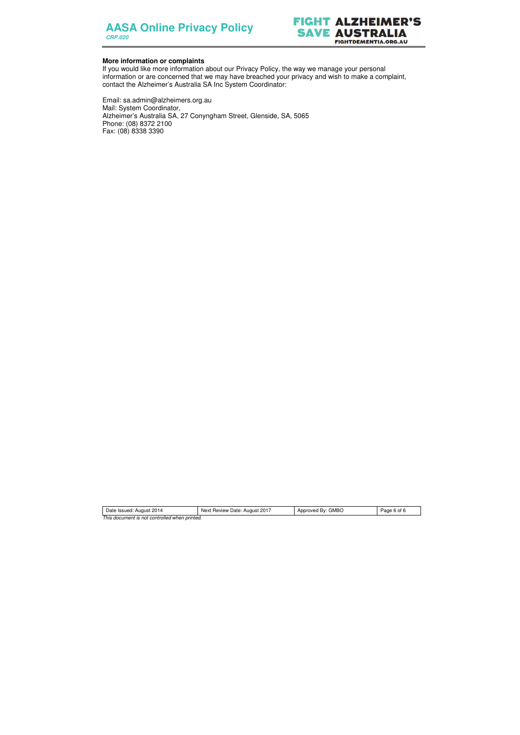**More information or complaints**

If you would like more information about our Privacy Policy, the way we manage your personal information or are concerned that we may have breached your privacy and wish to make a complaint, contact the Alzheimer's Australia SA Inc System Coordinator:

Email: sa.admin@alzheimers.org.au
Mail: System Coordinator,
Alzheimer's Australia SA, 27 Conyngham Street, Glenside, SA, 5065
Phone: (08) 8372 2100
Fax: (08) 8338 3390